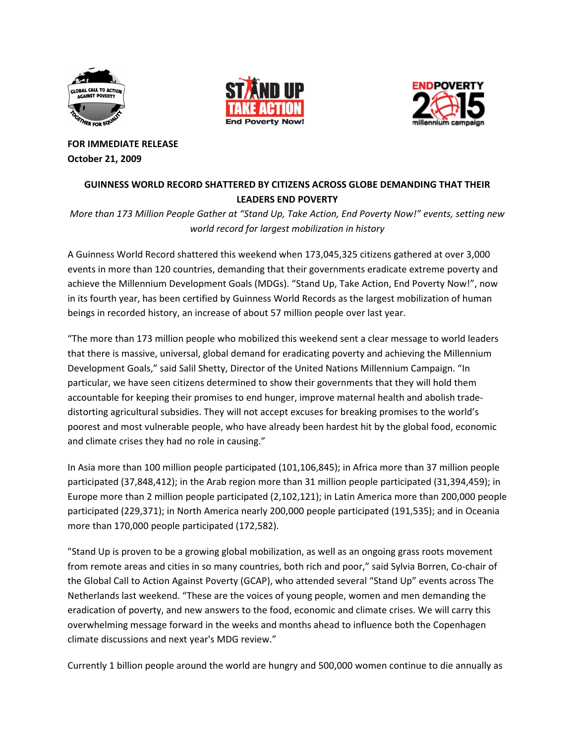**FOR IMMEDIATE RELEASE**
**October 21, 2009**

## GUINNESS WORLD RECORD SHATTERED BY CITIZENS ACROSS GLOBE DEMANDING THAT THEIR LEADERS END POVERTY

*More than 173 Million People Gather at "Stand Up, Take Action, End Poverty Now!" events, setting new world record for largest mobilization in history*

A Guinness World Record shattered this weekend when 173,045,325 citizens gathered at over 3,000 events in more than 120 countries, demanding that their governments eradicate extreme poverty and achieve the Millennium Development Goals (MDGs). "Stand Up, Take Action, End Poverty Now!", now in its fourth year, has been certified by Guinness World Records as the largest mobilization of human beings in recorded history, an increase of about 57 million people over last year.

"The more than 173 million people who mobilized this weekend sent a clear message to world leaders that there is massive, universal, global demand for eradicating poverty and achieving the Millennium Development Goals," said Salil Shetty, Director of the United Nations Millennium Campaign. "In particular, we have seen citizens determined to show their governments that they will hold them accountable for keeping their promises to end hunger, improve maternal health and abolish trade-distorting agricultural subsidies. They will not accept excuses for breaking promises to the world's poorest and most vulnerable people, who have already been hardest hit by the global food, economic and climate crises they had no role in causing."

In Asia more than 100 million people participated (101,106,845); in Africa more than 37 million people participated (37,848,412); in the Arab region more than 31 million people participated (31,394,459); in Europe more than 2 million people participated (2,102,121); in Latin America more than 200,000 people participated (229,371); in North America nearly 200,000 people participated (191,535); and in Oceania more than 170,000 people participated (172,582).

"Stand Up is proven to be a growing global mobilization, as well as an ongoing grass roots movement from remote areas and cities in so many countries, both rich and poor," said Sylvia Borren, Co-chair of the Global Call to Action Against Poverty (GCAP), who attended several "Stand Up" events across The Netherlands last weekend. "These are the voices of young people, women and men demanding the eradication of poverty, and new answers to the food, economic and climate crises. We will carry this overwhelming message forward in the weeks and months ahead to influence both the Copenhagen climate discussions and next year's MDG review."

Currently 1 billion people around the world are hungry and 500,000 women continue to die annually as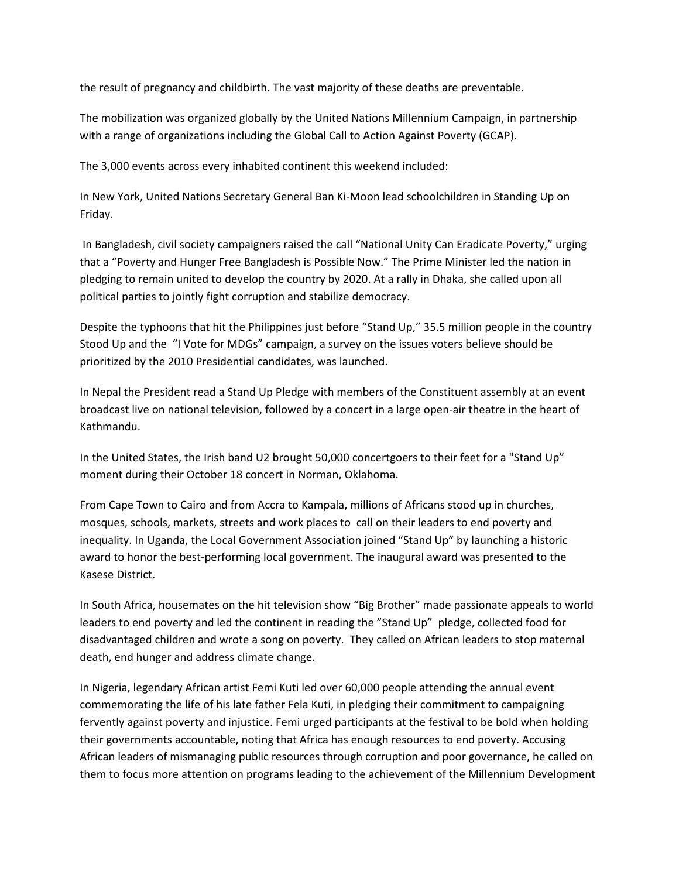the result of pregnancy and childbirth. The vast majority of these deaths are preventable.

The mobilization was organized globally by the United Nations Millennium Campaign, in partnership with a range of organizations including the Global Call to Action Against Poverty (GCAP).

<u>The 3,000 events across every inhabited continent this weekend included:</u>

In New York, United Nations Secretary General Ban Ki-Moon lead schoolchildren in Standing Up on Friday.

In Bangladesh, civil society campaigners raised the call "National Unity Can Eradicate Poverty," urging that a "Poverty and Hunger Free Bangladesh is Possible Now." The Prime Minister led the nation in pledging to remain united to develop the country by 2020. At a rally in Dhaka, she called upon all political parties to jointly fight corruption and stabilize democracy.

Despite the typhoons that hit the Philippines just before "Stand Up," 35.5 million people in the country Stood Up and the "I Vote for MDGs" campaign, a survey on the issues voters believe should be prioritized by the 2010 Presidential candidates, was launched.

In Nepal the President read a Stand Up Pledge with members of the Constituent assembly at an event broadcast live on national television, followed by a concert in a large open-air theatre in the heart of Kathmandu.

In the United States, the Irish band U2 brought 50,000 concertgoers to their feet for a "Stand Up" moment during their October 18 concert in Norman, Oklahoma.

From Cape Town to Cairo and from Accra to Kampala, millions of Africans stood up in churches, mosques, schools, markets, streets and work places to call on their leaders to end poverty and inequality. In Uganda, the Local Government Association joined "Stand Up" by launching a historic award to honor the best-performing local government. The inaugural award was presented to the Kasese District.

In South Africa, housemates on the hit television show "Big Brother" made passionate appeals to world leaders to end poverty and led the continent in reading the "Stand Up" pledge, collected food for disadvantaged children and wrote a song on poverty. They called on African leaders to stop maternal death, end hunger and address climate change.

In Nigeria, legendary African artist Femi Kuti led over 60,000 people attending the annual event commemorating the life of his late father Fela Kuti, in pledging their commitment to campaigning fervently against poverty and injustice. Femi urged participants at the festival to be bold when holding their governments accountable, noting that Africa has enough resources to end poverty. Accusing African leaders of mismanaging public resources through corruption and poor governance, he called on them to focus more attention on programs leading to the achievement of the Millennium Development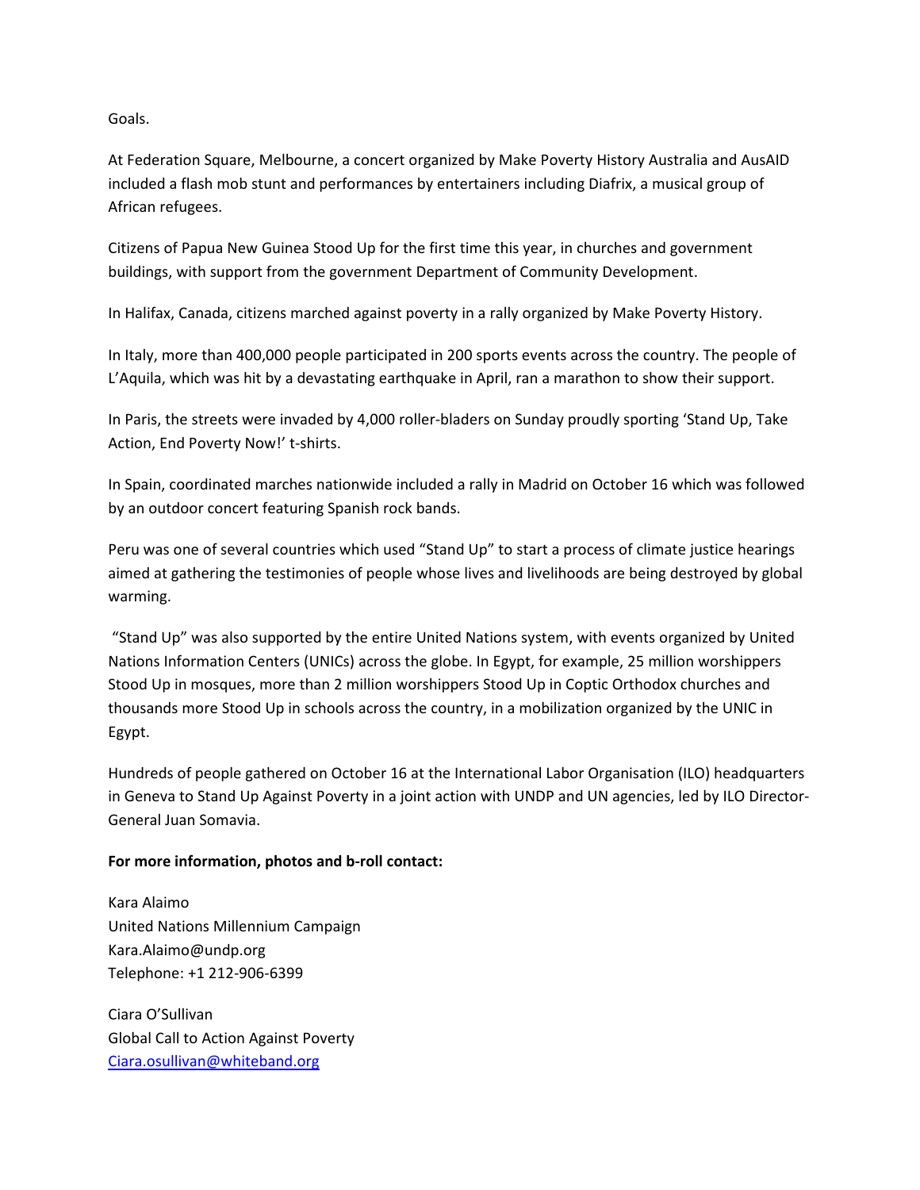Goals.

At Federation Square, Melbourne, a concert organized by Make Poverty History Australia and AusAID included a flash mob stunt and performances by entertainers including Diafrix, a musical group of African refugees.

Citizens of Papua New Guinea Stood Up for the first time this year, in churches and government buildings, with support from the government Department of Community Development.

In Halifax, Canada, citizens marched against poverty in a rally organized by Make Poverty History.

In Italy, more than 400,000 people participated in 200 sports events across the country. The people of L'Aquila, which was hit by a devastating earthquake in April, ran a marathon to show their support.

In Paris, the streets were invaded by 4,000 roller-bladers on Sunday proudly sporting 'Stand Up, Take Action, End Poverty Now!' t-shirts.

In Spain, coordinated marches nationwide included a rally in Madrid on October 16 which was followed by an outdoor concert featuring Spanish rock bands.

Peru was one of several countries which used "Stand Up" to start a process of climate justice hearings aimed at gathering the testimonies of people whose lives and livelihoods are being destroyed by global warming.

"Stand Up" was also supported by the entire United Nations system, with events organized by United Nations Information Centers (UNICs) across the globe. In Egypt, for example, 25 million worshippers Stood Up in mosques, more than 2 million worshippers Stood Up in Coptic Orthodox churches and thousands more Stood Up in schools across the country, in a mobilization organized by the UNIC in Egypt.

Hundreds of people gathered on October 16 at the International Labor Organisation (ILO) headquarters in Geneva to Stand Up Against Poverty in a joint action with UNDP and UN agencies, led by ILO Director-General Juan Somavia.

**For more information, photos and b-roll contact:**

Kara Alaimo
United Nations Millennium Campaign
Kara.Alaimo@undp.org
Telephone: +1 212-906-6399

Ciara O'Sullivan
Global Call to Action Against Poverty
Ciara.osullivan@whiteband.org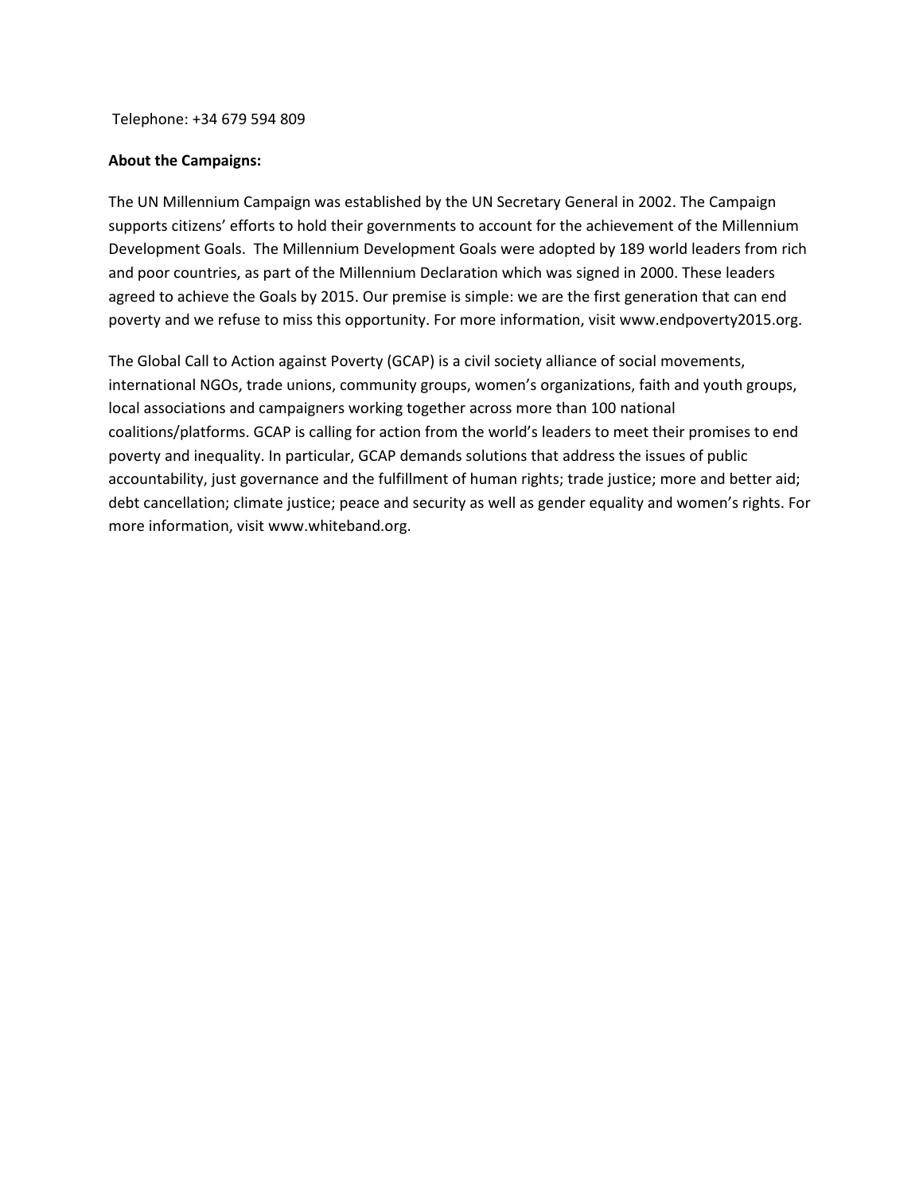Telephone: +34 679 594 809

**About the Campaigns:**

The UN Millennium Campaign was established by the UN Secretary General in 2002. The Campaign supports citizens' efforts to hold their governments to account for the achievement of the Millennium Development Goals. The Millennium Development Goals were adopted by 189 world leaders from rich and poor countries, as part of the Millennium Declaration which was signed in 2000. These leaders agreed to achieve the Goals by 2015. Our premise is simple: we are the first generation that can end poverty and we refuse to miss this opportunity. For more information, visit www.endpoverty2015.org.

The Global Call to Action against Poverty (GCAP) is a civil society alliance of social movements, international NGOs, trade unions, community groups, women's organizations, faith and youth groups, local associations and campaigners working together across more than 100 national coalitions/platforms. GCAP is calling for action from the world's leaders to meet their promises to end poverty and inequality. In particular, GCAP demands solutions that address the issues of public accountability, just governance and the fulfillment of human rights; trade justice; more and better aid; debt cancellation; climate justice; peace and security as well as gender equality and women's rights. For more information, visit www.whiteband.org.